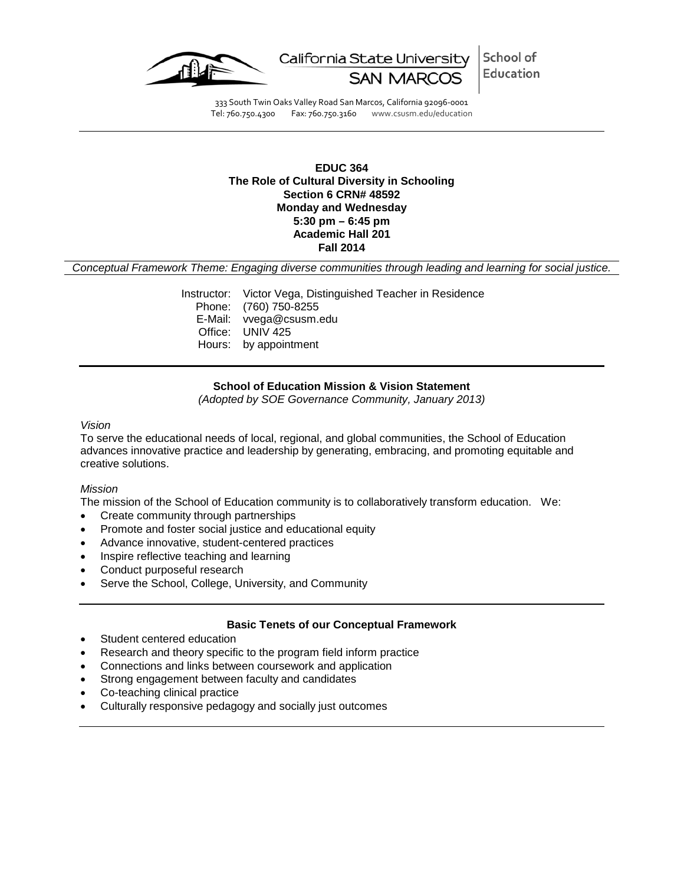California State University SAN MARCOS | School of Education

333 South Twin Oaks Valley Road San Marcos, California 92096-0001
Tel: 760.750.4300 Fax: 760.750.3160 www.csusm.edu/education

---

**EDUC 364**
**The Role of Cultural Diversity in Schooling**
**Section 6 CRN# 48592**
**Monday and Wednesday**
**5:30 pm – 6:45 pm**
**Academic Hall 201**
**Fall 2014**

*Conceptual Framework Theme: Engaging diverse communities through leading and learning for social justice.*

Instructor: Victor Vega, Distinguished Teacher in Residence
Phone: (760) 750-8255
E-Mail: vvega@csusm.edu
Office: UNIV 425
Hours: by appointment

---

**School of Education Mission & Vision Statement**
*(Adopted by SOE Governance Community, January 2013)*

*Vision*
To serve the educational needs of local, regional, and global communities, the School of Education advances innovative practice and leadership by generating, embracing, and promoting equitable and creative solutions.

*Mission*
The mission of the School of Education community is to collaboratively transform education. We:

- Create community through partnerships
- Promote and foster social justice and educational equity
- Advance innovative, student-centered practices
- Inspire reflective teaching and learning
- Conduct purposeful research
- Serve the School, College, University, and Community

---

**Basic Tenets of our Conceptual Framework**

- Student centered education
- Research and theory specific to the program field inform practice
- Connections and links between coursework and application
- Strong engagement between faculty and candidates
- Co-teaching clinical practice
- Culturally responsive pedagogy and socially just outcomes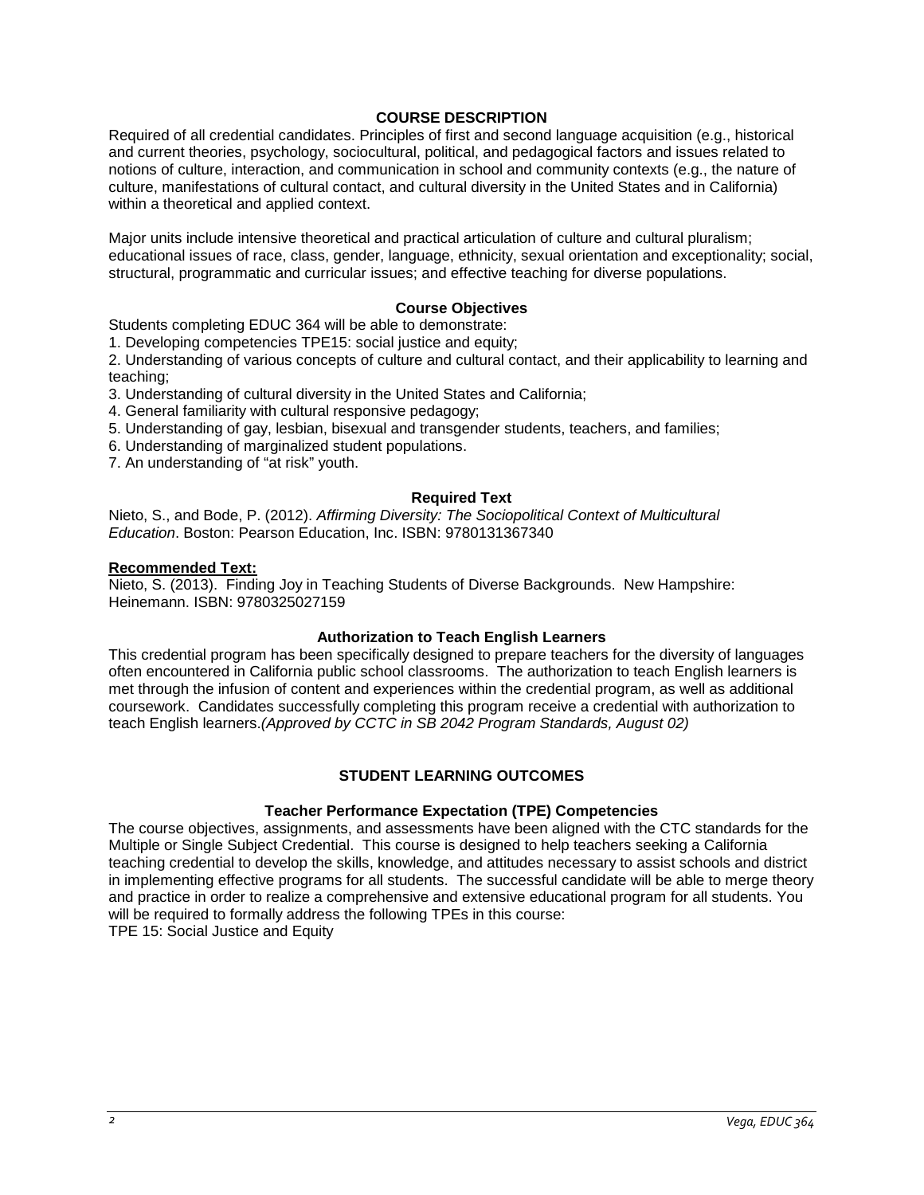## COURSE DESCRIPTION

Required of all credential candidates. Principles of first and second language acquisition (e.g., historical and current theories, psychology, sociocultural, political, and pedagogical factors and issues related to notions of culture, interaction, and communication in school and community contexts (e.g., the nature of culture, manifestations of cultural contact, and cultural diversity in the United States and in California) within a theoretical and applied context.

Major units include intensive theoretical and practical articulation of culture and cultural pluralism; educational issues of race, class, gender, language, ethnicity, sexual orientation and exceptionality; social, structural, programmatic and curricular issues; and effective teaching for diverse populations.

### Course Objectives

Students completing EDUC 364 will be able to demonstrate:

1. Developing competencies TPE15: social justice and equity;
2. Understanding of various concepts of culture and cultural contact, and their applicability to learning and teaching;
3. Understanding of cultural diversity in the United States and California;
4. General familiarity with cultural responsive pedagogy;
5. Understanding of gay, lesbian, bisexual and transgender students, teachers, and families;
6. Understanding of marginalized student populations.
7. An understanding of "at risk" youth.

### Required Text

Nieto, S., and Bode, P. (2012). *Affirming Diversity: The Sociopolitical Context of Multicultural Education*. Boston: Pearson Education, Inc. ISBN: 9780131367340

**Recommended Text:**

Nieto, S. (2013). Finding Joy in Teaching Students of Diverse Backgrounds. New Hampshire: Heinemann. ISBN: 9780325027159

### Authorization to Teach English Learners

This credential program has been specifically designed to prepare teachers for the diversity of languages often encountered in California public school classrooms. The authorization to teach English learners is met through the infusion of content and experiences within the credential program, as well as additional coursework. Candidates successfully completing this program receive a credential with authorization to teach English learners.*(Approved by CCTC in SB 2042 Program Standards, August 02)*

## STUDENT LEARNING OUTCOMES

### Teacher Performance Expectation (TPE) Competencies

The course objectives, assignments, and assessments have been aligned with the CTC standards for the Multiple or Single Subject Credential. This course is designed to help teachers seeking a California teaching credential to develop the skills, knowledge, and attitudes necessary to assist schools and district in implementing effective programs for all students. The successful candidate will be able to merge theory and practice in order to realize a comprehensive and extensive educational program for all students. You will be required to formally address the following TPEs in this course:

TPE 15: Social Justice and Equity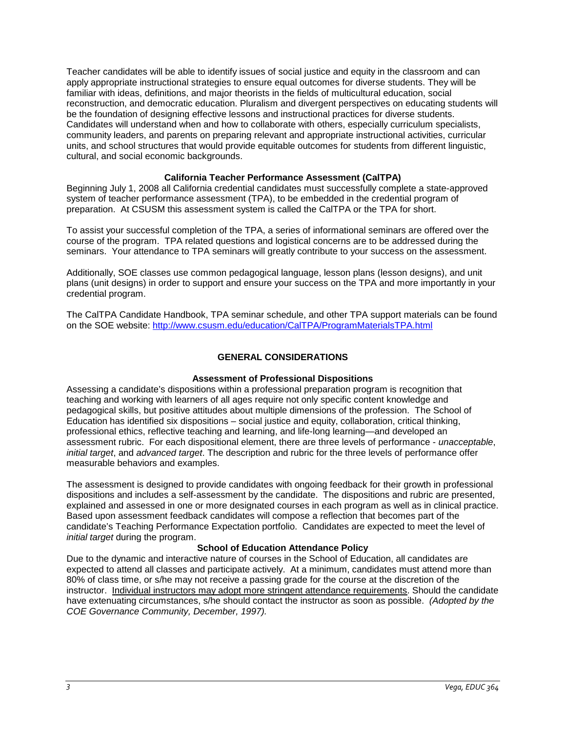Teacher candidates will be able to identify issues of social justice and equity in the classroom and can apply appropriate instructional strategies to ensure equal outcomes for diverse students. They will be familiar with ideas, definitions, and major theorists in the fields of multicultural education, social reconstruction, and democratic education. Pluralism and divergent perspectives on educating students will be the foundation of designing effective lessons and instructional practices for diverse students. Candidates will understand when and how to collaborate with others, especially curriculum specialists, community leaders, and parents on preparing relevant and appropriate instructional activities, curricular units, and school structures that would provide equitable outcomes for students from different linguistic, cultural, and social economic backgrounds.

### California Teacher Performance Assessment (CalTPA)

Beginning July 1, 2008 all California credential candidates must successfully complete a state-approved system of teacher performance assessment (TPA), to be embedded in the credential program of preparation. At CSUSM this assessment system is called the CalTPA or the TPA for short.

To assist your successful completion of the TPA, a series of informational seminars are offered over the course of the program. TPA related questions and logistical concerns are to be addressed during the seminars. Your attendance to TPA seminars will greatly contribute to your success on the assessment.

Additionally, SOE classes use common pedagogical language, lesson plans (lesson designs), and unit plans (unit designs) in order to support and ensure your success on the TPA and more importantly in your credential program.

The CalTPA Candidate Handbook, TPA seminar schedule, and other TPA support materials can be found on the SOE website: http://www.csusm.edu/education/CalTPA/ProgramMaterialsTPA.html

## GENERAL CONSIDERATIONS

### Assessment of Professional Dispositions

Assessing a candidate's dispositions within a professional preparation program is recognition that teaching and working with learners of all ages require not only specific content knowledge and pedagogical skills, but positive attitudes about multiple dimensions of the profession. The School of Education has identified six dispositions – social justice and equity, collaboration, critical thinking, professional ethics, reflective teaching and learning, and life-long learning—and developed an assessment rubric. For each dispositional element, there are three levels of performance - *unacceptable*, *initial target*, and *advanced target*. The description and rubric for the three levels of performance offer measurable behaviors and examples.

The assessment is designed to provide candidates with ongoing feedback for their growth in professional dispositions and includes a self-assessment by the candidate. The dispositions and rubric are presented, explained and assessed in one or more designated courses in each program as well as in clinical practice. Based upon assessment feedback candidates will compose a reflection that becomes part of the candidate's Teaching Performance Expectation portfolio. Candidates are expected to meet the level of *initial target* during the program.

### School of Education Attendance Policy

Due to the dynamic and interactive nature of courses in the School of Education, all candidates are expected to attend all classes and participate actively. At a minimum, candidates must attend more than 80% of class time, or s/he may not receive a passing grade for the course at the discretion of the instructor. <u>Individual instructors may adopt more stringent attendance requirements</u>. Should the candidate have extenuating circumstances, s/he should contact the instructor as soon as possible. *(Adopted by the COE Governance Community, December, 1997).*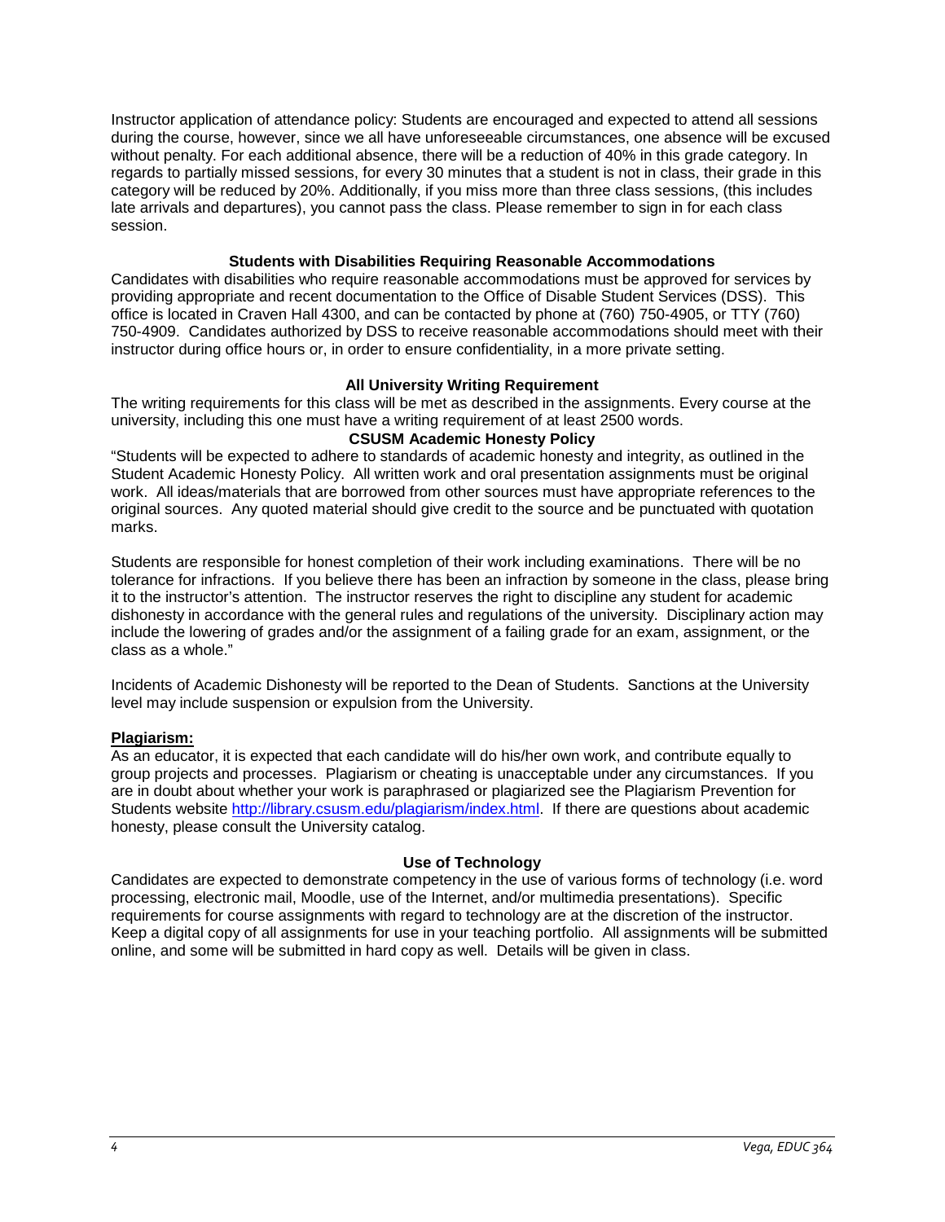Instructor application of attendance policy: Students are encouraged and expected to attend all sessions during the course, however, since we all have unforeseeable circumstances, one absence will be excused without penalty. For each additional absence, there will be a reduction of 40% in this grade category. In regards to partially missed sessions, for every 30 minutes that a student is not in class, their grade in this category will be reduced by 20%. Additionally, if you miss more than three class sessions, (this includes late arrivals and departures), you cannot pass the class. Please remember to sign in for each class session.

### Students with Disabilities Requiring Reasonable Accommodations

Candidates with disabilities who require reasonable accommodations must be approved for services by providing appropriate and recent documentation to the Office of Disable Student Services (DSS). This office is located in Craven Hall 4300, and can be contacted by phone at (760) 750-4905, or TTY (760) 750-4909. Candidates authorized by DSS to receive reasonable accommodations should meet with their instructor during office hours or, in order to ensure confidentiality, in a more private setting.

### All University Writing Requirement

The writing requirements for this class will be met as described in the assignments. Every course at the university, including this one must have a writing requirement of at least 2500 words.

### CSUSM Academic Honesty Policy

"Students will be expected to adhere to standards of academic honesty and integrity, as outlined in the Student Academic Honesty Policy. All written work and oral presentation assignments must be original work. All ideas/materials that are borrowed from other sources must have appropriate references to the original sources. Any quoted material should give credit to the source and be punctuated with quotation marks.

Students are responsible for honest completion of their work including examinations. There will be no tolerance for infractions. If you believe there has been an infraction by someone in the class, please bring it to the instructor's attention. The instructor reserves the right to discipline any student for academic dishonesty in accordance with the general rules and regulations of the university. Disciplinary action may include the lowering of grades and/or the assignment of a failing grade for an exam, assignment, or the class as a whole."

Incidents of Academic Dishonesty will be reported to the Dean of Students. Sanctions at the University level may include suspension or expulsion from the University.

**Plagiarism:**

As an educator, it is expected that each candidate will do his/her own work, and contribute equally to group projects and processes. Plagiarism or cheating is unacceptable under any circumstances. If you are in doubt about whether your work is paraphrased or plagiarized see the Plagiarism Prevention for Students website http://library.csusm.edu/plagiarism/index.html. If there are questions about academic honesty, please consult the University catalog.

### Use of Technology

Candidates are expected to demonstrate competency in the use of various forms of technology (i.e. word processing, electronic mail, Moodle, use of the Internet, and/or multimedia presentations). Specific requirements for course assignments with regard to technology are at the discretion of the instructor. Keep a digital copy of all assignments for use in your teaching portfolio. All assignments will be submitted online, and some will be submitted in hard copy as well. Details will be given in class.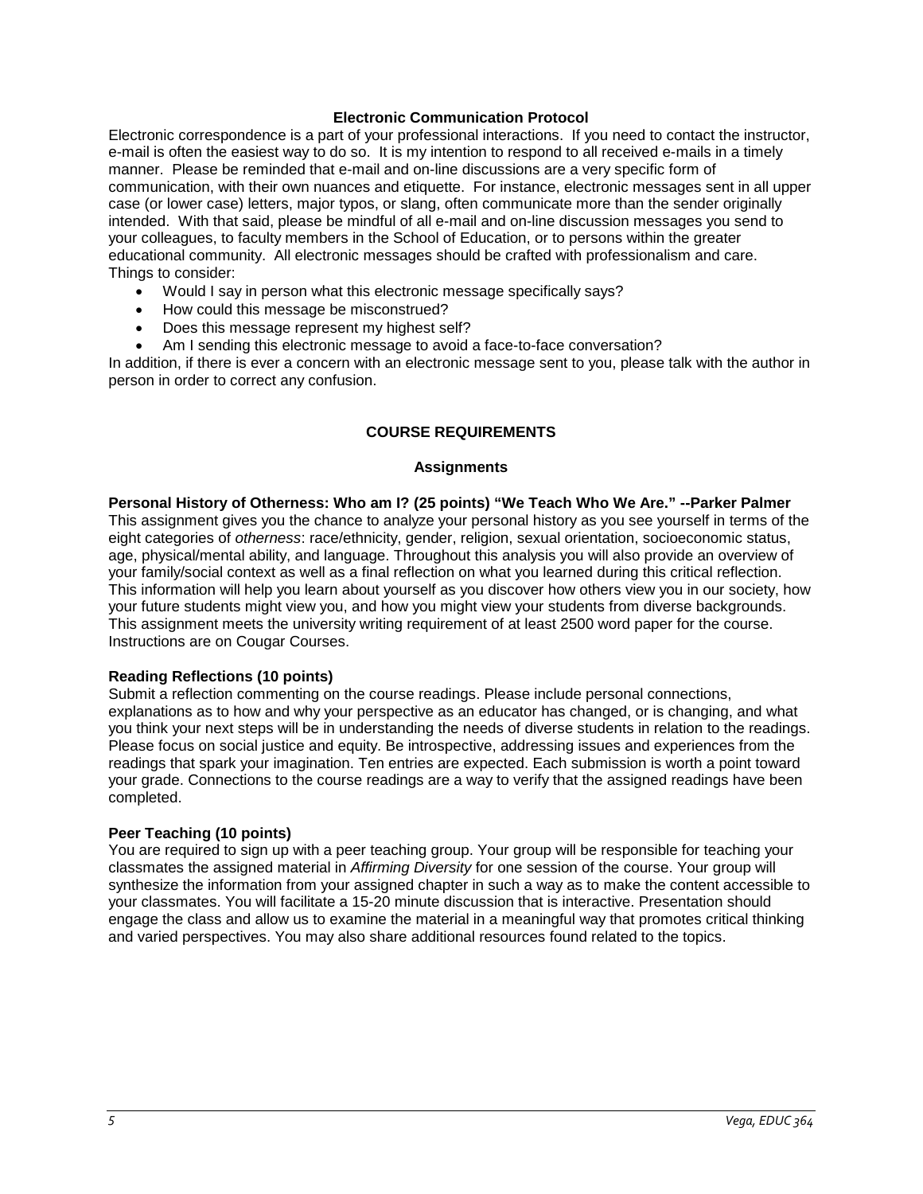### Electronic Communication Protocol

Electronic correspondence is a part of your professional interactions. If you need to contact the instructor, e-mail is often the easiest way to do so. It is my intention to respond to all received e-mails in a timely manner. Please be reminded that e-mail and on-line discussions are a very specific form of communication, with their own nuances and etiquette. For instance, electronic messages sent in all upper case (or lower case) letters, major typos, or slang, often communicate more than the sender originally intended. With that said, please be mindful of all e-mail and on-line discussion messages you send to your colleagues, to faculty members in the School of Education, or to persons within the greater educational community. All electronic messages should be crafted with professionalism and care. Things to consider:

- Would I say in person what this electronic message specifically says?
- How could this message be misconstrued?
- Does this message represent my highest self?
- Am I sending this electronic message to avoid a face-to-face conversation?

In addition, if there is ever a concern with an electronic message sent to you, please talk with the author in person in order to correct any confusion.

## COURSE REQUIREMENTS

### Assignments

**Personal History of Otherness: Who am I? (25 points) "We Teach Who We Are." --Parker Palmer**

This assignment gives you the chance to analyze your personal history as you see yourself in terms of the eight categories of *otherness*: race/ethnicity, gender, religion, sexual orientation, socioeconomic status, age, physical/mental ability, and language. Throughout this analysis you will also provide an overview of your family/social context as well as a final reflection on what you learned during this critical reflection. This information will help you learn about yourself as you discover how others view you in our society, how your future students might view you, and how you might view your students from diverse backgrounds. This assignment meets the university writing requirement of at least 2500 word paper for the course. Instructions are on Cougar Courses.

**Reading Reflections (10 points)**

Submit a reflection commenting on the course readings. Please include personal connections, explanations as to how and why your perspective as an educator has changed, or is changing, and what you think your next steps will be in understanding the needs of diverse students in relation to the readings. Please focus on social justice and equity. Be introspective, addressing issues and experiences from the readings that spark your imagination. Ten entries are expected. Each submission is worth a point toward your grade. Connections to the course readings are a way to verify that the assigned readings have been completed.

**Peer Teaching (10 points)**

You are required to sign up with a peer teaching group. Your group will be responsible for teaching your classmates the assigned material in *Affirming Diversity* for one session of the course. Your group will synthesize the information from your assigned chapter in such a way as to make the content accessible to your classmates. You will facilitate a 15-20 minute discussion that is interactive. Presentation should engage the class and allow us to examine the material in a meaningful way that promotes critical thinking and varied perspectives. You may also share additional resources found related to the topics.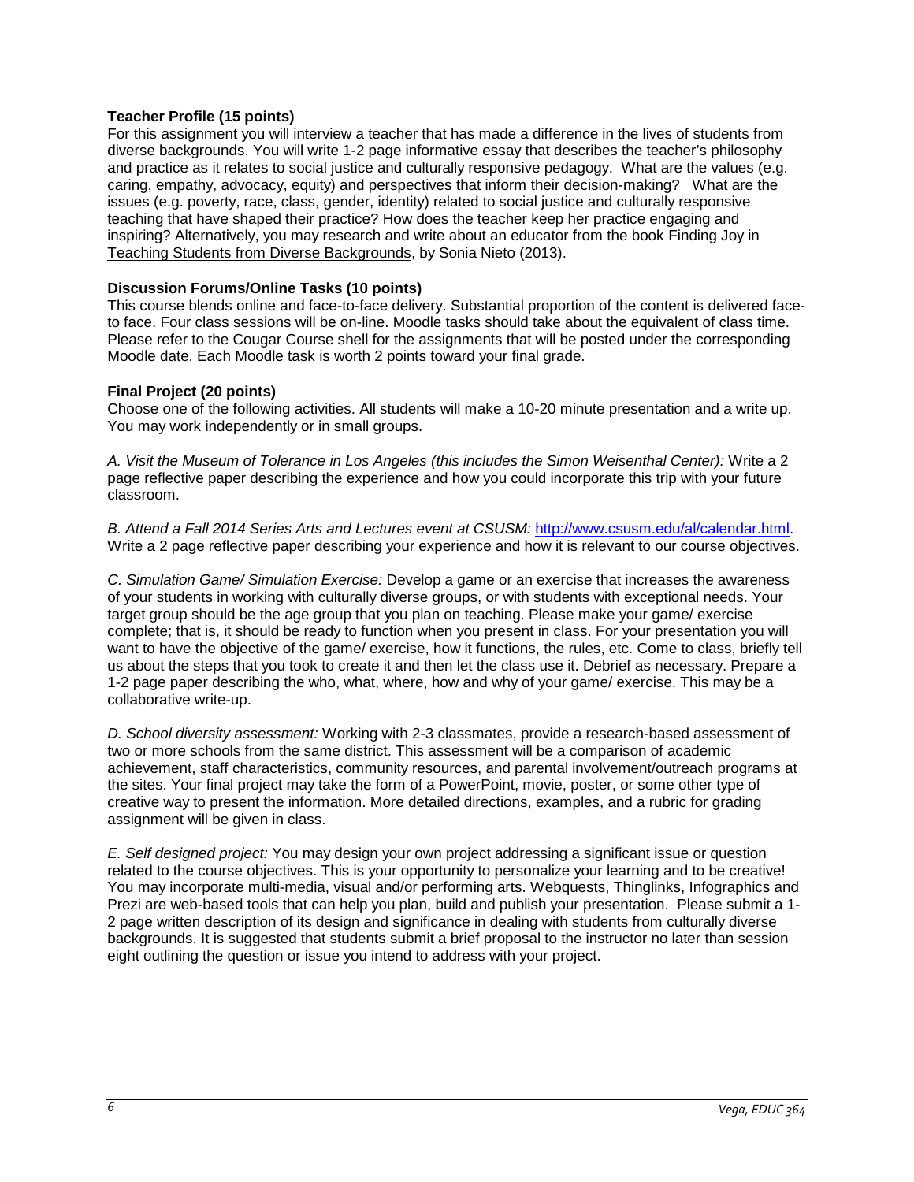**Teacher Profile (15 points)**
For this assignment you will interview a teacher that has made a difference in the lives of students from diverse backgrounds. You will write 1-2 page informative essay that describes the teacher's philosophy and practice as it relates to social justice and culturally responsive pedagogy. What are the values (e.g. caring, empathy, advocacy, equity) and perspectives that inform their decision-making? What are the issues (e.g. poverty, race, class, gender, identity) related to social justice and culturally responsive teaching that have shaped their practice? How does the teacher keep her practice engaging and inspiring? Alternatively, you may research and write about an educator from the book Finding Joy in Teaching Students from Diverse Backgrounds, by Sonia Nieto (2013).

**Discussion Forums/Online Tasks (10 points)**
This course blends online and face-to-face delivery. Substantial proportion of the content is delivered face-to face. Four class sessions will be on-line. Moodle tasks should take about the equivalent of class time. Please refer to the Cougar Course shell for the assignments that will be posted under the corresponding Moodle date. Each Moodle task is worth 2 points toward your final grade.

**Final Project (20 points)**
Choose one of the following activities. All students will make a 10-20 minute presentation and a write up. You may work independently or in small groups.

*A. Visit the Museum of Tolerance in Los Angeles (this includes the Simon Weisenthal Center):* Write a 2 page reflective paper describing the experience and how you could incorporate this trip with your future classroom.

*B. Attend a Fall 2014 Series Arts and Lectures event at CSUSM:* http://www.csusm.edu/al/calendar.html. Write a 2 page reflective paper describing your experience and how it is relevant to our course objectives.

*C. Simulation Game/ Simulation Exercise:* Develop a game or an exercise that increases the awareness of your students in working with culturally diverse groups, or with students with exceptional needs. Your target group should be the age group that you plan on teaching. Please make your game/ exercise complete; that is, it should be ready to function when you present in class. For your presentation you will want to have the objective of the game/ exercise, how it functions, the rules, etc. Come to class, briefly tell us about the steps that you took to create it and then let the class use it. Debrief as necessary. Prepare a 1-2 page paper describing the who, what, where, how and why of your game/ exercise. This may be a collaborative write-up.

*D. School diversity assessment:* Working with 2-3 classmates, provide a research-based assessment of two or more schools from the same district. This assessment will be a comparison of academic achievement, staff characteristics, community resources, and parental involvement/outreach programs at the sites. Your final project may take the form of a PowerPoint, movie, poster, or some other type of creative way to present the information. More detailed directions, examples, and a rubric for grading assignment will be given in class.

*E. Self designed project:* You may design your own project addressing a significant issue or question related to the course objectives. This is your opportunity to personalize your learning and to be creative! You may incorporate multi-media, visual and/or performing arts. Webquests, Thinglinks, Infographics and Prezi are web-based tools that can help you plan, build and publish your presentation. Please submit a 1-2 page written description of its design and significance in dealing with students from culturally diverse backgrounds. It is suggested that students submit a brief proposal to the instructor no later than session eight outlining the question or issue you intend to address with your project.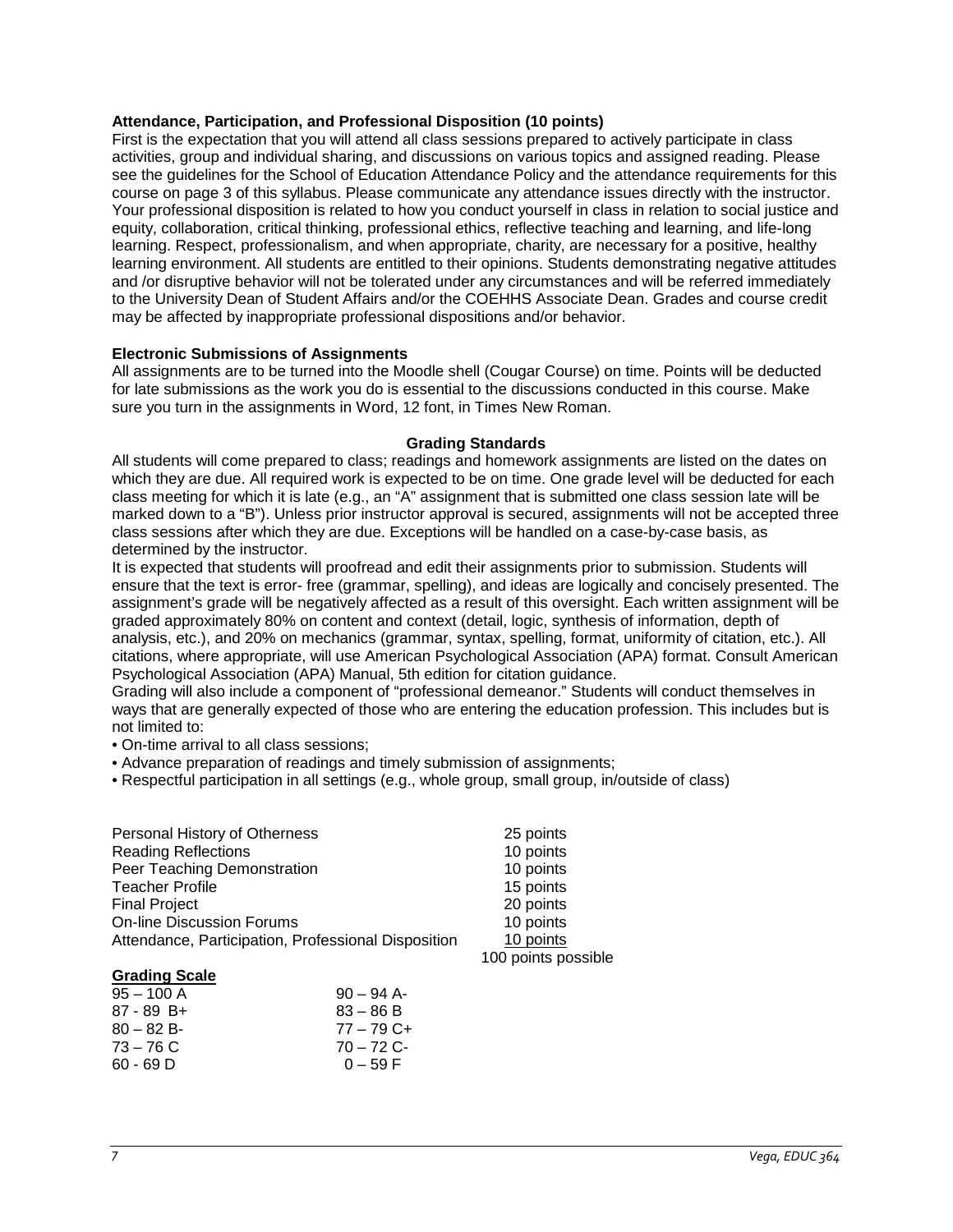**Attendance, Participation, and Professional Disposition (10 points)**

First is the expectation that you will attend all class sessions prepared to actively participate in class activities, group and individual sharing, and discussions on various topics and assigned reading. Please see the guidelines for the School of Education Attendance Policy and the attendance requirements for this course on page 3 of this syllabus. Please communicate any attendance issues directly with the instructor. Your professional disposition is related to how you conduct yourself in class in relation to social justice and equity, collaboration, critical thinking, professional ethics, reflective teaching and learning, and life-long learning. Respect, professionalism, and when appropriate, charity, are necessary for a positive, healthy learning environment. All students are entitled to their opinions. Students demonstrating negative attitudes and /or disruptive behavior will not be tolerated under any circumstances and will be referred immediately to the University Dean of Student Affairs and/or the COEHHS Associate Dean. Grades and course credit may be affected by inappropriate professional dispositions and/or behavior.

**Electronic Submissions of Assignments**

All assignments are to be turned into the Moodle shell (Cougar Course) on time. Points will be deducted for late submissions as the work you do is essential to the discussions conducted in this course. Make sure you turn in the assignments in Word, 12 font, in Times New Roman.

**Grading Standards**

All students will come prepared to class; readings and homework assignments are listed on the dates on which they are due. All required work is expected to be on time. One grade level will be deducted for each class meeting for which it is late (e.g., an "A" assignment that is submitted one class session late will be marked down to a "B"). Unless prior instructor approval is secured, assignments will not be accepted three class sessions after which they are due. Exceptions will be handled on a case-by-case basis, as determined by the instructor.

It is expected that students will proofread and edit their assignments prior to submission. Students will ensure that the text is error- free (grammar, spelling), and ideas are logically and concisely presented. The assignment's grade will be negatively affected as a result of this oversight. Each written assignment will be graded approximately 80% on content and context (detail, logic, synthesis of information, depth of analysis, etc.), and 20% on mechanics (grammar, syntax, spelling, format, uniformity of citation, etc.). All citations, where appropriate, will use American Psychological Association (APA) format. Consult American Psychological Association (APA) Manual, 5th edition for citation guidance.

Grading will also include a component of "professional demeanor." Students will conduct themselves in ways that are generally expected of those who are entering the education profession. This includes but is not limited to:

- On-time arrival to all class sessions;
- Advance preparation of readings and timely submission of assignments;
- Respectful participation in all settings (e.g., whole group, small group, in/outside of class)

| Assignment | Points |
|---|---|
| Personal History of Otherness | 25 points |
| Reading Reflections | 10 points |
| Peer Teaching Demonstration | 10 points |
| Teacher Profile | 15 points |
| Final Project | 20 points |
| On-line Discussion Forums | 10 points |
| Attendance, Participation, Professional Disposition | 10 points |
| | 100 points possible |

**Grading Scale**

| | |
|---|---|
| 95 – 100 A | 90 – 94 A- |
| 87 - 89 B+ | 83 – 86 B |
| 80 – 82 B- | 77 – 79 C+ |
| 73 – 76 C | 70 – 72 C- |
| 60 - 69 D | 0 – 59 F |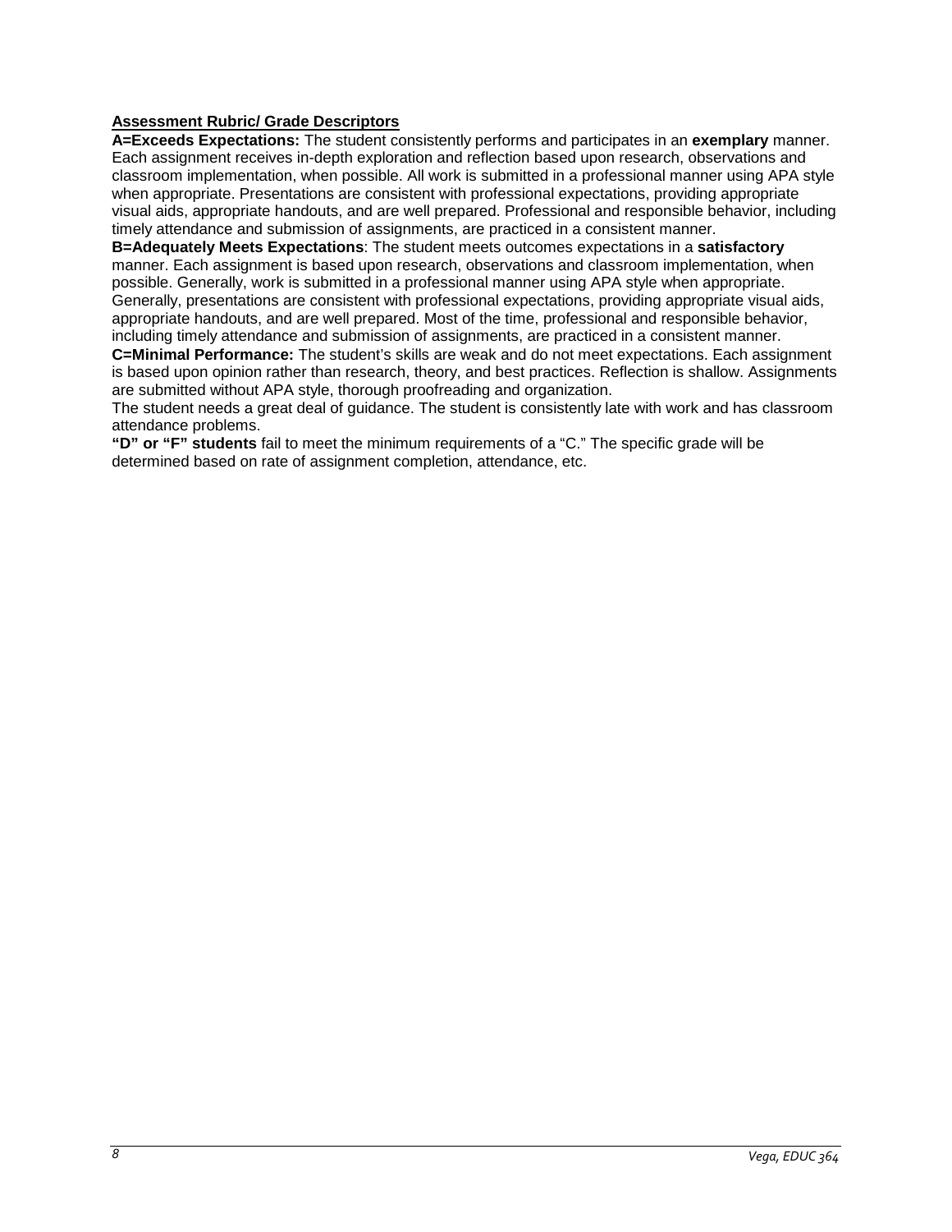**Assessment Rubric/ Grade Descriptors**

**A=Exceeds Expectations:** The student consistently performs and participates in an **exemplary** manner. Each assignment receives in-depth exploration and reflection based upon research, observations and classroom implementation, when possible. All work is submitted in a professional manner using APA style when appropriate. Presentations are consistent with professional expectations, providing appropriate visual aids, appropriate handouts, and are well prepared. Professional and responsible behavior, including timely attendance and submission of assignments, are practiced in a consistent manner.

**B=Adequately Meets Expectations**: The student meets outcomes expectations in a **satisfactory** manner. Each assignment is based upon research, observations and classroom implementation, when possible. Generally, work is submitted in a professional manner using APA style when appropriate. Generally, presentations are consistent with professional expectations, providing appropriate visual aids, appropriate handouts, and are well prepared. Most of the time, professional and responsible behavior, including timely attendance and submission of assignments, are practiced in a consistent manner.

**C=Minimal Performance:** The student's skills are weak and do not meet expectations. Each assignment is based upon opinion rather than research, theory, and best practices. Reflection is shallow. Assignments are submitted without APA style, thorough proofreading and organization.

The student needs a great deal of guidance. The student is consistently late with work and has classroom attendance problems.

**"D" or "F" students** fail to meet the minimum requirements of a "C." The specific grade will be determined based on rate of assignment completion, attendance, etc.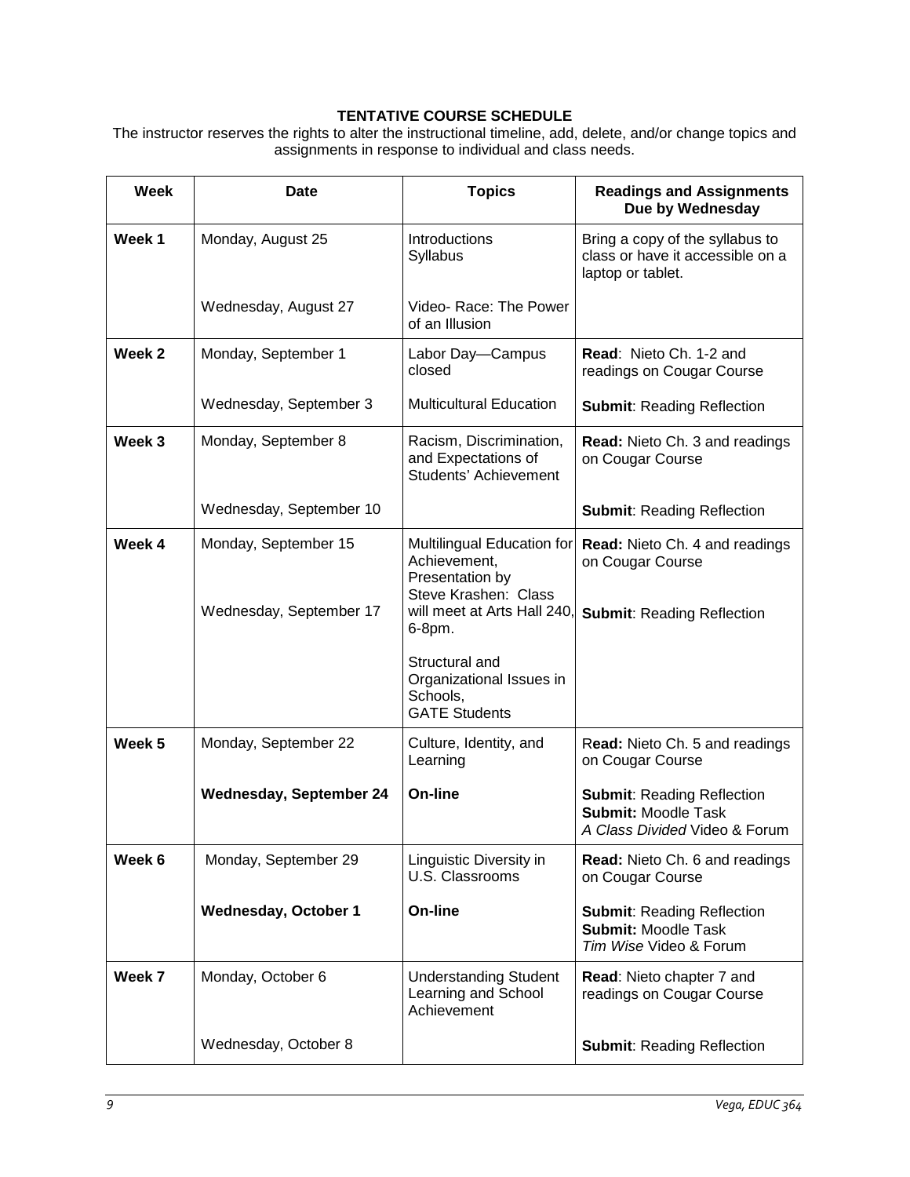**TENTATIVE COURSE SCHEDULE**

The instructor reserves the rights to alter the instructional timeline, add, delete, and/or change topics and assignments in response to individual and class needs.

| Week | Date | Topics | Readings and Assignments Due by Wednesday |
|---|---|---|---|
| **Week 1** | Monday, August 25 | Introductions<br>Syllabus | Bring a copy of the syllabus to class or have it accessible on a laptop or tablet. |
| | Wednesday, August 27 | Video- Race: The Power of an Illusion | |
| **Week 2** | Monday, September 1 | Labor Day—Campus closed | **Read**: Nieto Ch. 1-2 and readings on Cougar Course |
| | Wednesday, September 3 | Multicultural Education | **Submit**: Reading Reflection |
| **Week 3** | Monday, September 8 | Racism, Discrimination, and Expectations of Students' Achievement | **Read:** Nieto Ch. 3 and readings on Cougar Course |
| | Wednesday, September 10 | | **Submit**: Reading Reflection |
| **Week 4** | Monday, September 15 | Multilingual Education for Achievement, Presentation by Steve Krashen: Class will meet at Arts Hall 240, 6-8pm. | **Read:** Nieto Ch. 4 and readings on Cougar Course |
| | Wednesday, September 17 | Structural and Organizational Issues in Schools,<br>GATE Students | **Submit**: Reading Reflection |
| **Week 5** | Monday, September 22 | Culture, Identity, and Learning | R**ead:** Nieto Ch. 5 and readings on Cougar Course |
| | **Wednesday, September 24** | **On-line** | **Submit**: Reading Reflection<br>**Submit:** Moodle Task<br>*A Class Divided* Video & Forum |
| **Week 6** | Monday, September 29 | Linguistic Diversity in U.S. Classrooms | **Read:** Nieto Ch. 6 and readings on Cougar Course |
| | **Wednesday, October 1** | **On-line** | **Submit**: Reading Reflection<br>**Submit:** Moodle Task<br>*Tim Wise* Video & Forum |
| **Week 7** | Monday, October 6 | Understanding Student Learning and School Achievement | **Read**: Nieto chapter 7 and readings on Cougar Course |
| | Wednesday, October 8 | | **Submit**: Reading Reflection |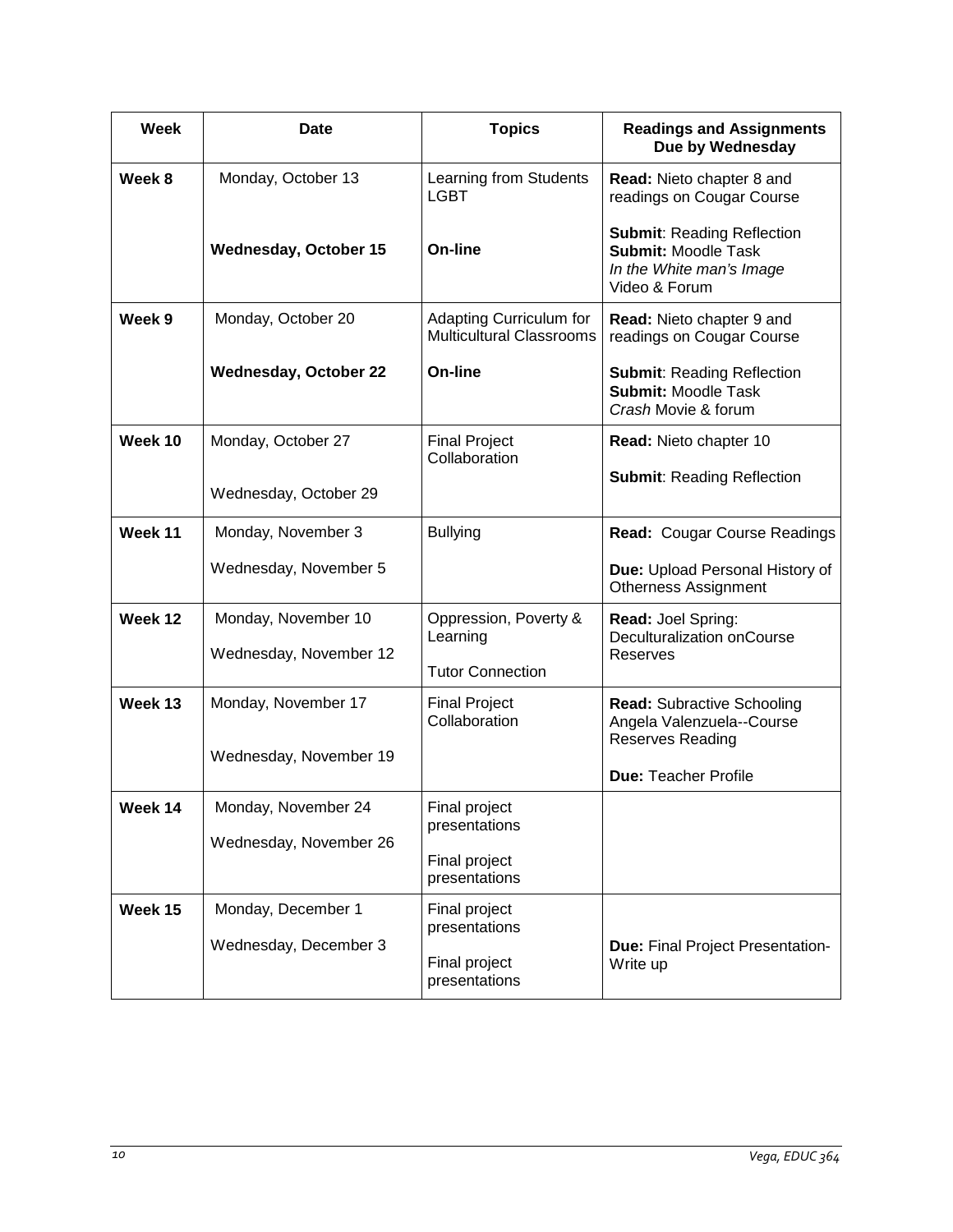| Week | Date | Topics | Readings and Assignments Due by Wednesday |
|---|---|---|---|
| **Week 8** | Monday, October 13<br><br>**Wednesday, October 15** | Learning from Students LGBT<br><br>**On-line** | **Read:** Nieto chapter 8 and readings on Cougar Course<br><br>**Submit**: Reading Reflection<br>**Submit:** Moodle Task<br>*In the White man's Image* Video & Forum |
| **Week 9** | Monday, October 20<br><br>**Wednesday, October 22** | Adapting Curriculum for Multicultural Classrooms<br><br>**On-line** | **Read:** Nieto chapter 9 and readings on Cougar Course<br><br>**Submit**: Reading Reflection<br>**Submit:** Moodle Task<br>*Crash* Movie & forum |
| **Week 10** | Monday, October 27<br><br>Wednesday, October 29 | Final Project Collaboration | **Read:** Nieto chapter 10<br><br>**Submit**: Reading Reflection |
| **Week 11** | Monday, November 3<br><br>Wednesday, November 5 | Bullying | **Read:** Cougar Course Readings<br><br>**Due:** Upload Personal History of Otherness Assignment |
| **Week 12** | Monday, November 10<br><br>Wednesday, November 12 | Oppression, Poverty & Learning<br><br>Tutor Connection | **Read:** Joel Spring: Deculturalization onCourse Reserves |
| **Week 13** | Monday, November 17<br><br>Wednesday, November 19 | Final Project Collaboration | **Read:** Subractive Schooling Angela Valenzuela--Course Reserves Reading<br><br>**Due:** Teacher Profile |
| **Week 14** | Monday, November 24<br><br>Wednesday, November 26 | Final project presentations<br><br>Final project presentations | |
| **Week 15** | Monday, December 1<br><br>Wednesday, December 3 | Final project presentations<br><br>Final project presentations | **Due:** Final Project Presentation-Write up |